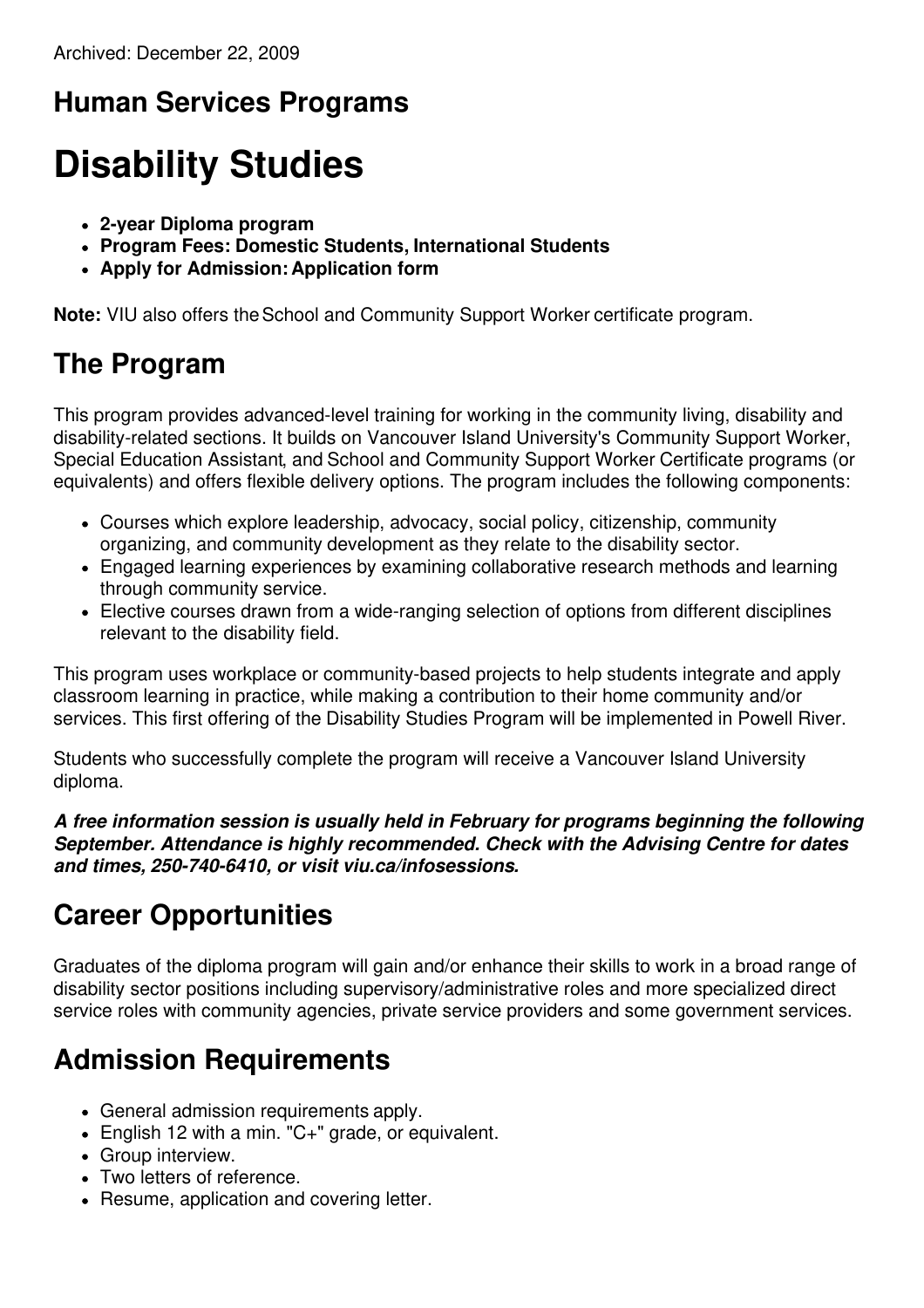Archived: December 22, 2009

## Human Services Programs

# Disability Studies

- **2-year Diploma program**
- **Program Fees: Domestic Students, International Students**
- **Apply for Admission: Application form**

**Note:** VIU also offers the School and Community Support Worker certificate program.

## The Program

This program provides advanced-level training for working in the community living, disability and disability-related sections. It builds on Vancouver Island University's Community Support Worker, Special Education Assistant, and School and Community Support Worker Certificate programs (or equivalents) and offers flexible delivery options. The program includes the following components:

- Courses which explore leadership, advocacy, social policy, citizenship, community organizing, and community development as they relate to the disability sector.
- Engaged learning experiences by examining collaborative research methods and learning through community service.
- Elective courses drawn from a wide-ranging selection of options from different disciplines relevant to the disability field.

This program uses workplace or community-based projects to help students integrate and apply classroom learning in practice, while making a contribution to their home community and/or services. This first offering of the Disability Studies Program will be implemented in Powell River.

Students who successfully complete the program will receive a Vancouver Island University diploma.

***A free information session is usually held in February for programs beginning the following September. Attendance is highly recommended. Check with the Advising Centre for dates and times, 250-740-6410, or visit viu.ca/infosessions.***

## Career Opportunities

Graduates of the diploma program will gain and/or enhance their skills to work in a broad range of disability sector positions including supervisory/administrative roles and more specialized direct service roles with community agencies, private service providers and some government services.

## Admission Requirements

- General admission requirements apply.
- English 12 with a min. "C+" grade, or equivalent.
- Group interview.
- Two letters of reference.
- Resume, application and covering letter.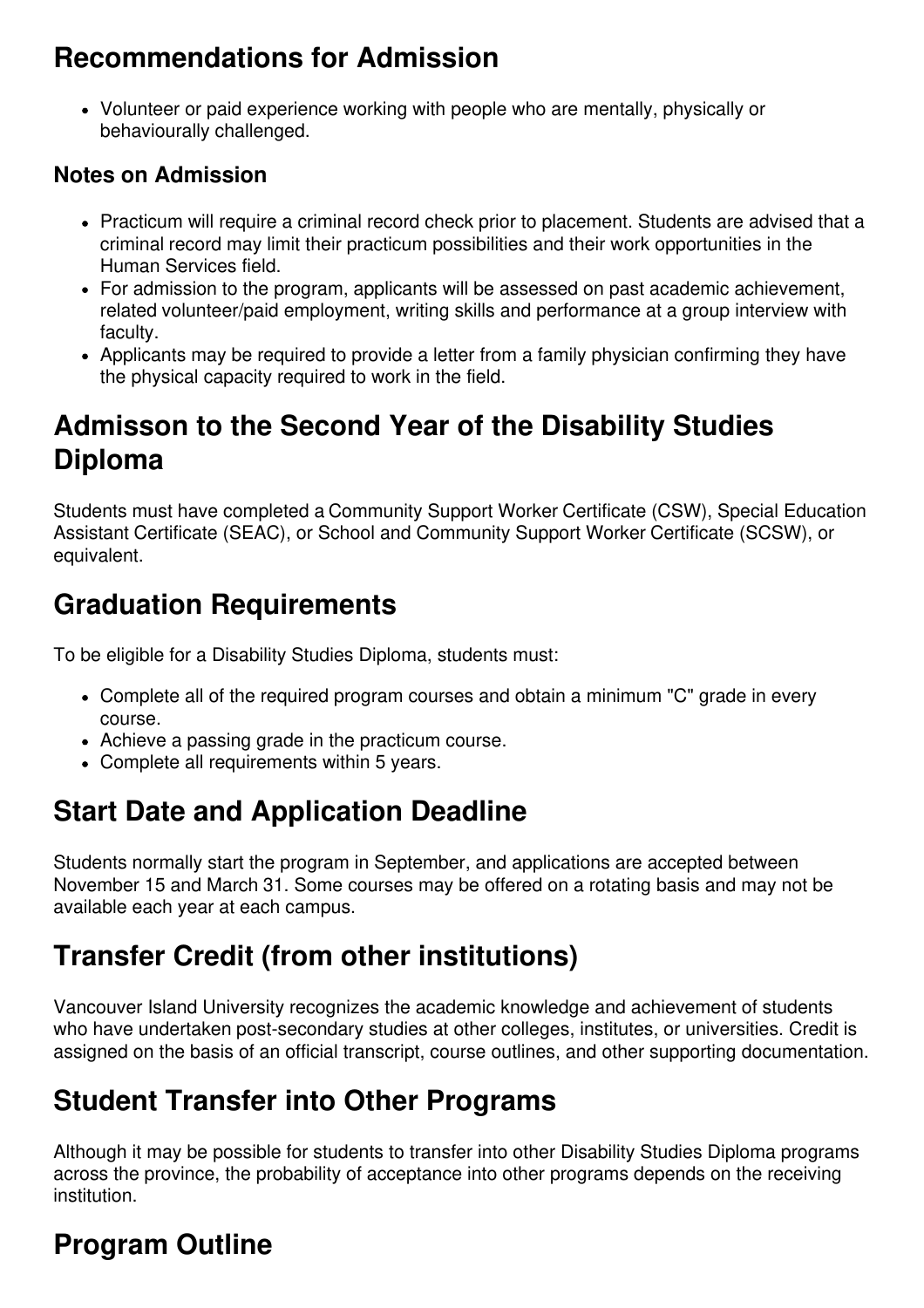## Recommendations for Admission

- Volunteer or paid experience working with people who are mentally, physically or behaviourally challenged.

### Notes on Admission

- Practicum will require a criminal record check prior to placement. Students are advised that a criminal record may limit their practicum possibilities and their work opportunities in the Human Services field.
- For admission to the program, applicants will be assessed on past academic achievement, related volunteer/paid employment, writing skills and performance at a group interview with faculty.
- Applicants may be required to provide a letter from a family physician confirming they have the physical capacity required to work in the field.

## Admisson to the Second Year of the Disability Studies Diploma

Students must have completed a Community Support Worker Certificate (CSW), Special Education Assistant Certificate (SEAC), or School and Community Support Worker Certificate (SCSW), or equivalent.

## Graduation Requirements

To be eligible for a Disability Studies Diploma, students must:

- Complete all of the required program courses and obtain a minimum "C" grade in every course.
- Achieve a passing grade in the practicum course.
- Complete all requirements within 5 years.

## Start Date and Application Deadline

Students normally start the program in September, and applications are accepted between November 15 and March 31. Some courses may be offered on a rotating basis and may not be available each year at each campus.

## Transfer Credit (from other institutions)

Vancouver Island University recognizes the academic knowledge and achievement of students who have undertaken post-secondary studies at other colleges, institutes, or universities. Credit is assigned on the basis of an official transcript, course outlines, and other supporting documentation.

## Student Transfer into Other Programs

Although it may be possible for students to transfer into other Disability Studies Diploma programs across the province, the probability of acceptance into other programs depends on the receiving institution.

## Program Outline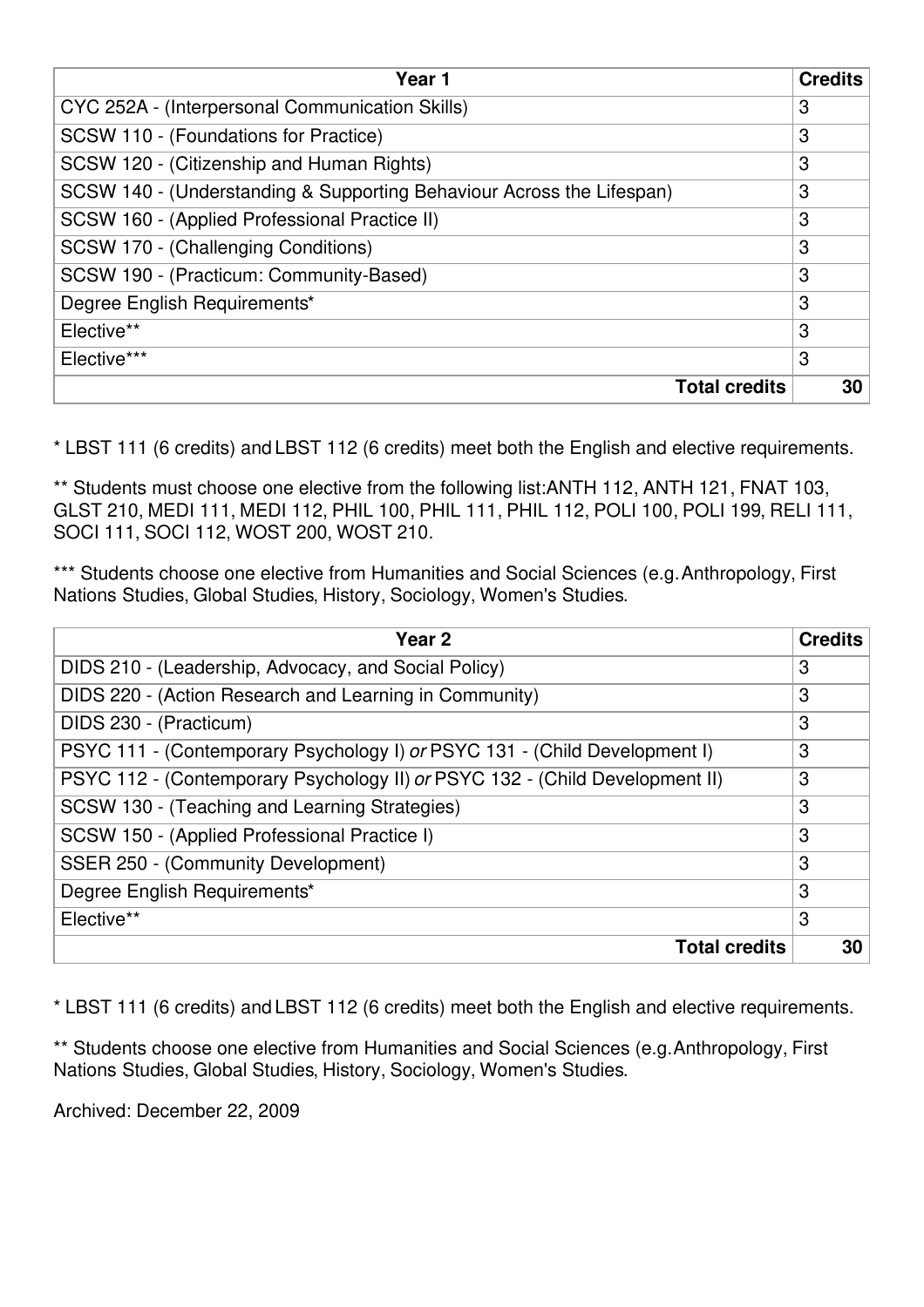| Year 1 | Credits |
|---|---|
| CYC 252A - (Interpersonal Communication Skills) | 3 |
| SCSW 110 - (Foundations for Practice) | 3 |
| SCSW 120 - (Citizenship and Human Rights) | 3 |
| SCSW 140 - (Understanding & Supporting Behaviour Across the Lifespan) | 3 |
| SCSW 160 - (Applied Professional Practice II) | 3 |
| SCSW 170 - (Challenging Conditions) | 3 |
| SCSW 190 - (Practicum: Community-Based) | 3 |
| Degree English Requirements* | 3 |
| Elective** | 3 |
| Elective*** | 3 |
| **Total credits** | **30** |

* LBST 111 (6 credits) and LBST 112 (6 credits) meet both the English and elective requirements.

** Students must choose one elective from the following list:ANTH 112, ANTH 121, FNAT 103, GLST 210, MEDI 111, MEDI 112, PHIL 100, PHIL 111, PHIL 112, POLI 100, POLI 199, RELI 111, SOCI 111, SOCI 112, WOST 200, WOST 210.

*** Students choose one elective from Humanities and Social Sciences (e.g. Anthropology, First Nations Studies, Global Studies, History, Sociology, Women's Studies.

| Year 2 | Credits |
|---|---|
| DIDS 210 - (Leadership, Advocacy, and Social Policy) | 3 |
| DIDS 220 - (Action Research and Learning in Community) | 3 |
| DIDS 230 - (Practicum) | 3 |
| PSYC 111 - (Contemporary Psychology I) *or* PSYC 131 - (Child Development I) | 3 |
| PSYC 112 - (Contemporary Psychology II) *or* PSYC 132 - (Child Development II) | 3 |
| SCSW 130 - (Teaching and Learning Strategies) | 3 |
| SCSW 150 - (Applied Professional Practice I) | 3 |
| SSER 250 - (Community Development) | 3 |
| Degree English Requirements* | 3 |
| Elective** | 3 |
| **Total credits** | **30** |

* LBST 111 (6 credits) and LBST 112 (6 credits) meet both the English and elective requirements.

** Students choose one elective from Humanities and Social Sciences (e.g. Anthropology, First Nations Studies, Global Studies, History, Sociology, Women's Studies.

Archived: December 22, 2009